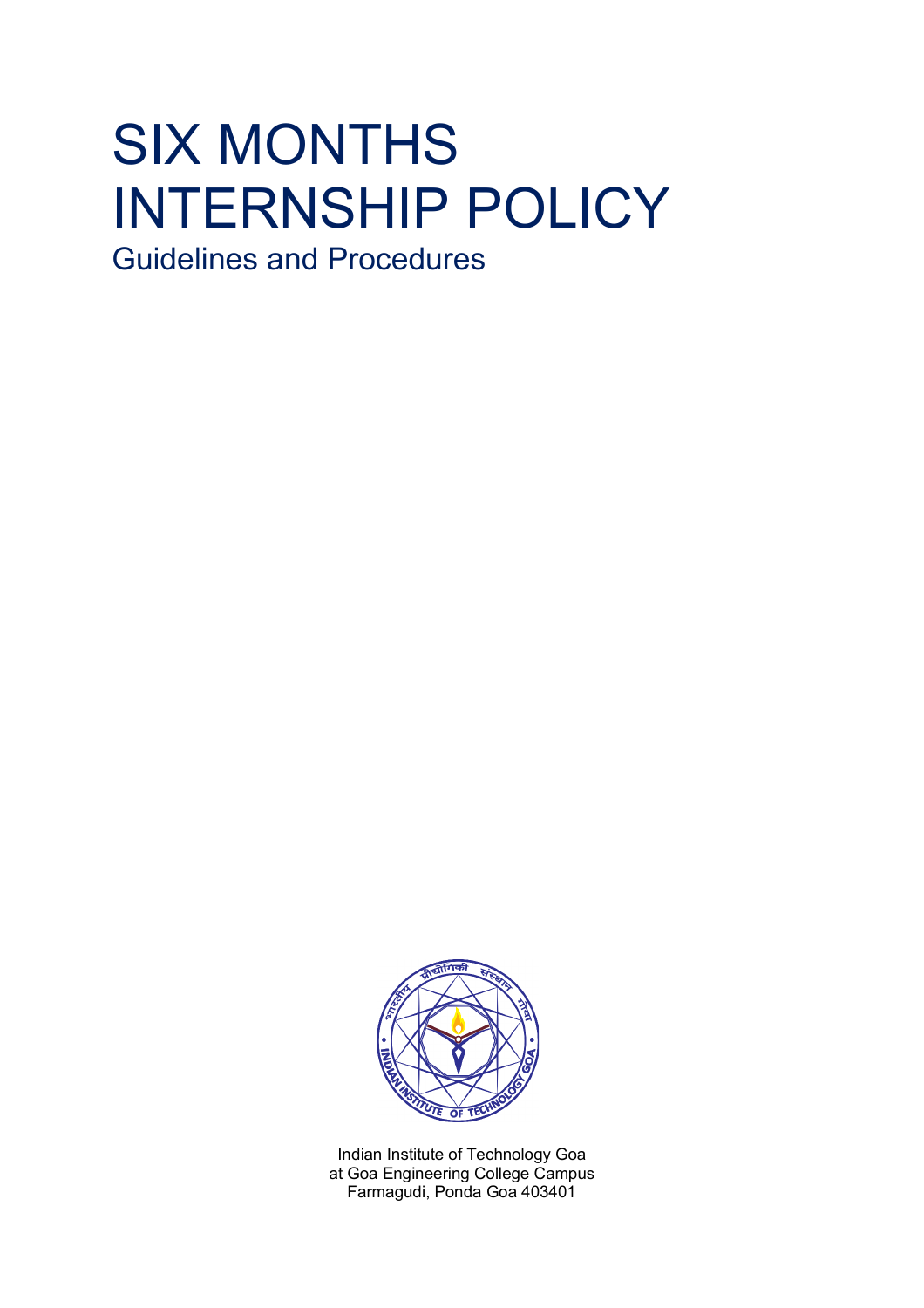# SIX MONTHS INTERNSHIP POLICY

## Guidelines and Procedures

Indian Institute of Technology Goa
at Goa Engineering College Campus
Farmagudi, Ponda Goa 403401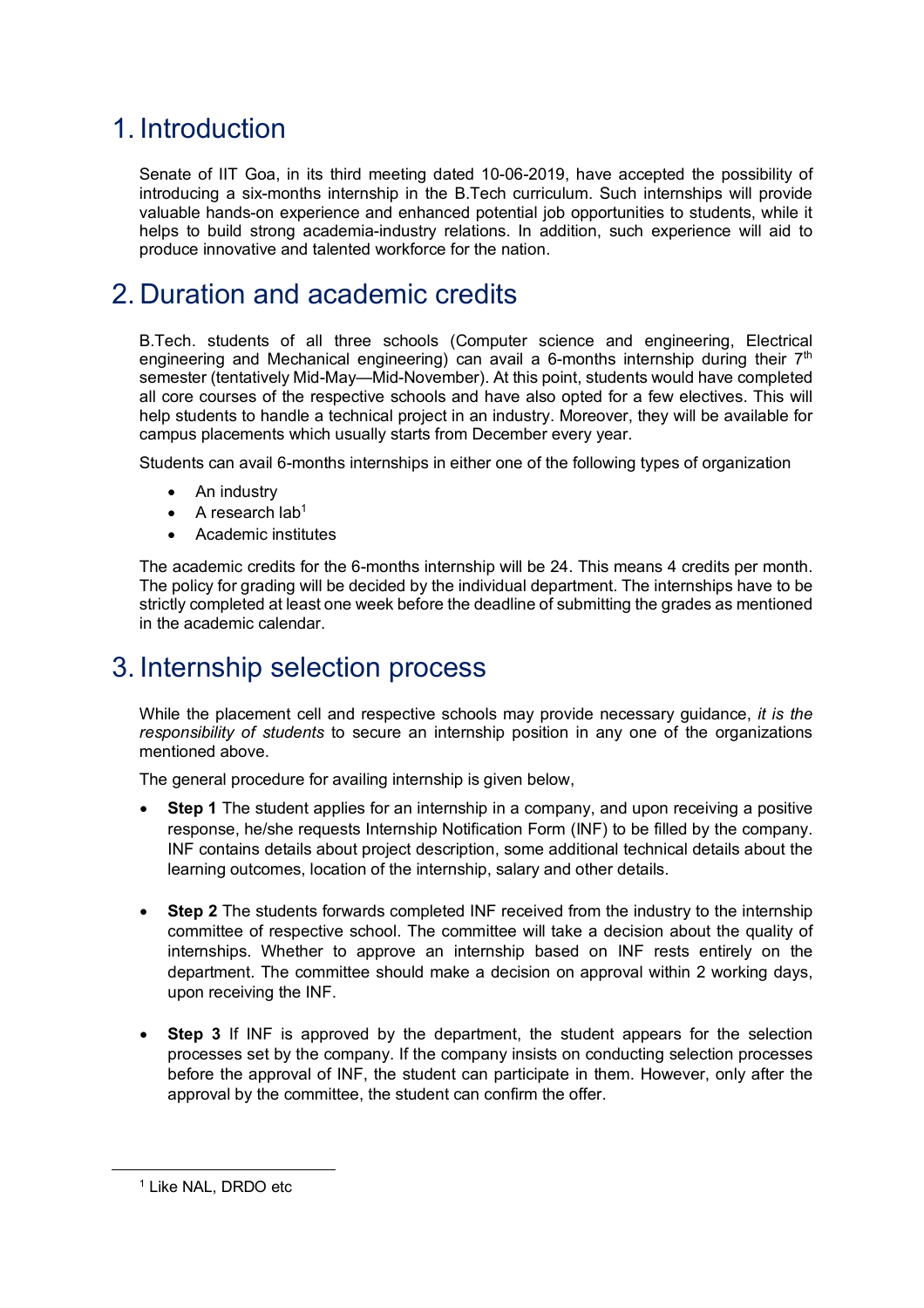# 1. Introduction

Senate of IIT Goa, in its third meeting dated 10-06-2019, have accepted the possibility of introducing a six-months internship in the B.Tech curriculum. Such internships will provide valuable hands-on experience and enhanced potential job opportunities to students, while it helps to build strong academia-industry relations. In addition, such experience will aid to produce innovative and talented workforce for the nation.

# 2. Duration and academic credits

B.Tech. students of all three schools (Computer science and engineering, Electrical engineering and Mechanical engineering) can avail a 6-months internship during their 7$^{th}$ semester (tentatively Mid-May—Mid-November). At this point, students would have completed all core courses of the respective schools and have also opted for a few electives. This will help students to handle a technical project in an industry. Moreover, they will be available for campus placements which usually starts from December every year.

Students can avail 6-months internships in either one of the following types of organization

- An industry
- A research lab[1]
- Academic institutes

The academic credits for the 6-months internship will be 24. This means 4 credits per month. The policy for grading will be decided by the individual department. The internships have to be strictly completed at least one week before the deadline of submitting the grades as mentioned in the academic calendar.

# 3. Internship selection process

While the placement cell and respective schools may provide necessary guidance, *it is the responsibility of students* to secure an internship position in any one of the organizations mentioned above.

The general procedure for availing internship is given below,

- **Step 1** The student applies for an internship in a company, and upon receiving a positive response, he/she requests Internship Notification Form (INF) to be filled by the company. INF contains details about project description, some additional technical details about the learning outcomes, location of the internship, salary and other details.

- **Step 2** The students forwards completed INF received from the industry to the internship committee of respective school. The committee will take a decision about the quality of internships. Whether to approve an internship based on INF rests entirely on the department. The committee should make a decision on approval within 2 working days, upon receiving the INF.

- **Step 3** If INF is approved by the department, the student appears for the selection processes set by the company. If the company insists on conducting selection processes before the approval of INF, the student can participate in them. However, only after the approval by the committee, the student can confirm the offer.

[1] Like NAL, DRDO etc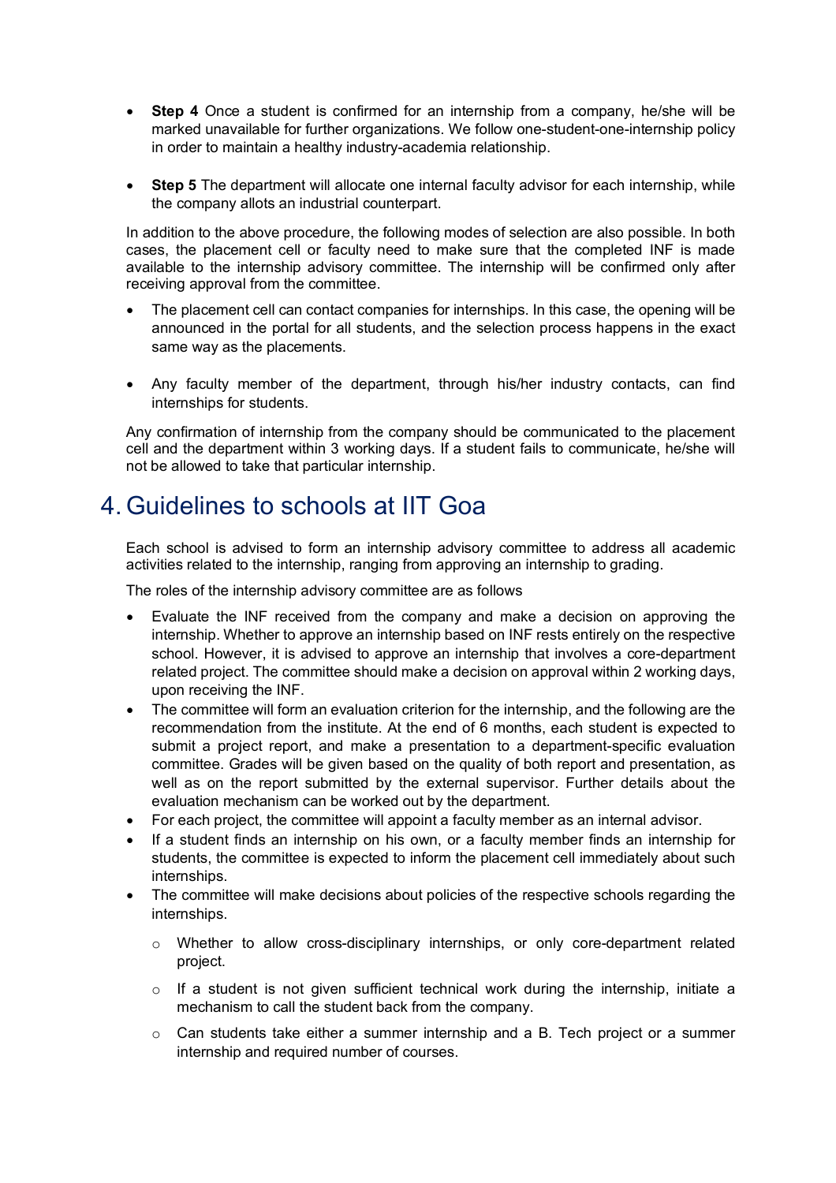- **Step 4** Once a student is confirmed for an internship from a company, he/she will be marked unavailable for further organizations. We follow one-student-one-internship policy in order to maintain a healthy industry-academia relationship.

- **Step 5** The department will allocate one internal faculty advisor for each internship, while the company allots an industrial counterpart.

In addition to the above procedure, the following modes of selection are also possible. In both cases, the placement cell or faculty need to make sure that the completed INF is made available to the internship advisory committee. The internship will be confirmed only after receiving approval from the committee.

- The placement cell can contact companies for internships. In this case, the opening will be announced in the portal for all students, and the selection process happens in the exact same way as the placements.

- Any faculty member of the department, through his/her industry contacts, can find internships for students.

Any confirmation of internship from the company should be communicated to the placement cell and the department within 3 working days. If a student fails to communicate, he/she will not be allowed to take that particular internship.

# 4. Guidelines to schools at IIT Goa

Each school is advised to form an internship advisory committee to address all academic activities related to the internship, ranging from approving an internship to grading.

The roles of the internship advisory committee are as follows

- Evaluate the INF received from the company and make a decision on approving the internship. Whether to approve an internship based on INF rests entirely on the respective school. However, it is advised to approve an internship that involves a core-department related project. The committee should make a decision on approval within 2 working days, upon receiving the INF.
- The committee will form an evaluation criterion for the internship, and the following are the recommendation from the institute. At the end of 6 months, each student is expected to submit a project report, and make a presentation to a department-specific evaluation committee. Grades will be given based on the quality of both report and presentation, as well as on the report submitted by the external supervisor. Further details about the evaluation mechanism can be worked out by the department.
- For each project, the committee will appoint a faculty member as an internal advisor.
- If a student finds an internship on his own, or a faculty member finds an internship for students, the committee is expected to inform the placement cell immediately about such internships.
- The committee will make decisions about policies of the respective schools regarding the internships.
  - Whether to allow cross-disciplinary internships, or only core-department related project.
  - If a student is not given sufficient technical work during the internship, initiate a mechanism to call the student back from the company.
  - Can students take either a summer internship and a B. Tech project or a summer internship and required number of courses.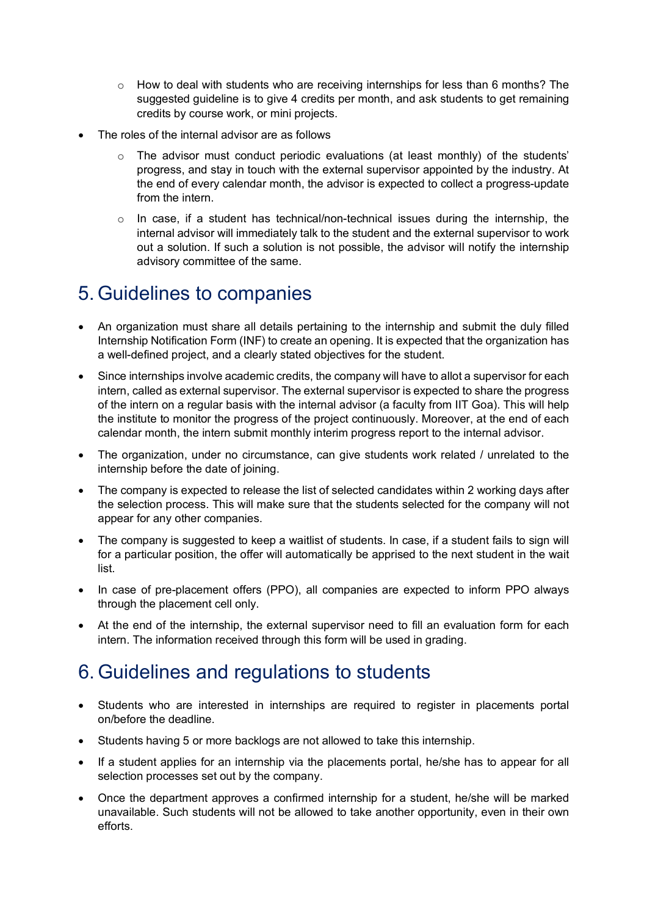- How to deal with students who are receiving internships for less than 6 months? The suggested guideline is to give 4 credits per month, and ask students to get remaining credits by course work, or mini projects.

- The roles of the internal advisor are as follows
  - The advisor must conduct periodic evaluations (at least monthly) of the students' progress, and stay in touch with the external supervisor appointed by the industry. At the end of every calendar month, the advisor is expected to collect a progress-update from the intern.
  - In case, if a student has technical/non-technical issues during the internship, the internal advisor will immediately talk to the student and the external supervisor to work out a solution. If such a solution is not possible, the advisor will notify the internship advisory committee of the same.

# 5. Guidelines to companies

- An organization must share all details pertaining to the internship and submit the duly filled Internship Notification Form (INF) to create an opening. It is expected that the organization has a well-defined project, and a clearly stated objectives for the student.
- Since internships involve academic credits, the company will have to allot a supervisor for each intern, called as external supervisor. The external supervisor is expected to share the progress of the intern on a regular basis with the internal advisor (a faculty from IIT Goa). This will help the institute to monitor the progress of the project continuously. Moreover, at the end of each calendar month, the intern submit monthly interim progress report to the internal advisor.
- The organization, under no circumstance, can give students work related / unrelated to the internship before the date of joining.
- The company is expected to release the list of selected candidates within 2 working days after the selection process. This will make sure that the students selected for the company will not appear for any other companies.
- The company is suggested to keep a waitlist of students. In case, if a student fails to sign will for a particular position, the offer will automatically be apprised to the next student in the wait list.
- In case of pre-placement offers (PPO), all companies are expected to inform PPO always through the placement cell only.
- At the end of the internship, the external supervisor need to fill an evaluation form for each intern. The information received through this form will be used in grading.

# 6. Guidelines and regulations to students

- Students who are interested in internships are required to register in placements portal on/before the deadline.
- Students having 5 or more backlogs are not allowed to take this internship.
- If a student applies for an internship via the placements portal, he/she has to appear for all selection processes set out by the company.
- Once the department approves a confirmed internship for a student, he/she will be marked unavailable. Such students will not be allowed to take another opportunity, even in their own efforts.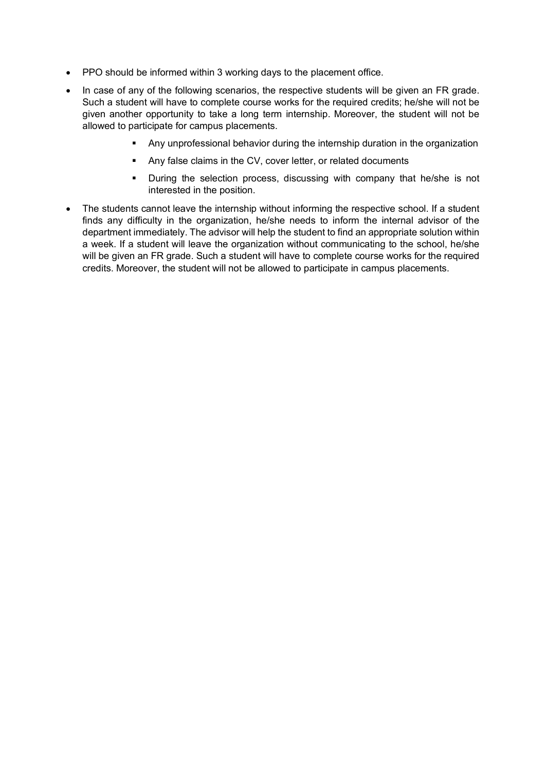- PPO should be informed within 3 working days to the placement office.
- In case of any of the following scenarios, the respective students will be given an FR grade. Such a student will have to complete course works for the required credits; he/she will not be given another opportunity to take a long term internship. Moreover, the student will not be allowed to participate for campus placements.
  - Any unprofessional behavior during the internship duration in the organization
  - Any false claims in the CV, cover letter, or related documents
  - During the selection process, discussing with company that he/she is not interested in the position.
- The students cannot leave the internship without informing the respective school. If a student finds any difficulty in the organization, he/she needs to inform the internal advisor of the department immediately. The advisor will help the student to find an appropriate solution within a week. If a student will leave the organization without communicating to the school, he/she will be given an FR grade. Such a student will have to complete course works for the required credits. Moreover, the student will not be allowed to participate in campus placements.